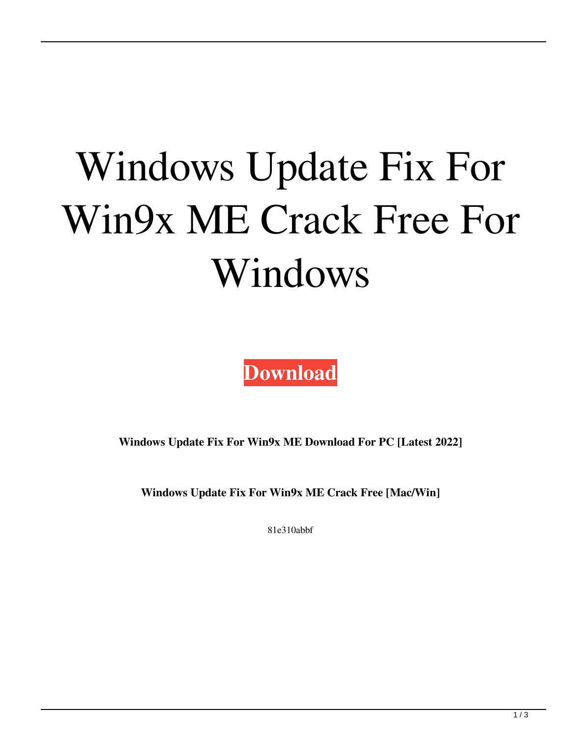# Windows Update Fix For Win9x ME Crack Free For Windows

**Download**

**Windows Update Fix For Win9x ME Download For PC [Latest 2022]**

**Windows Update Fix For Win9x ME Crack Free [Mac/Win]**

81e310abbf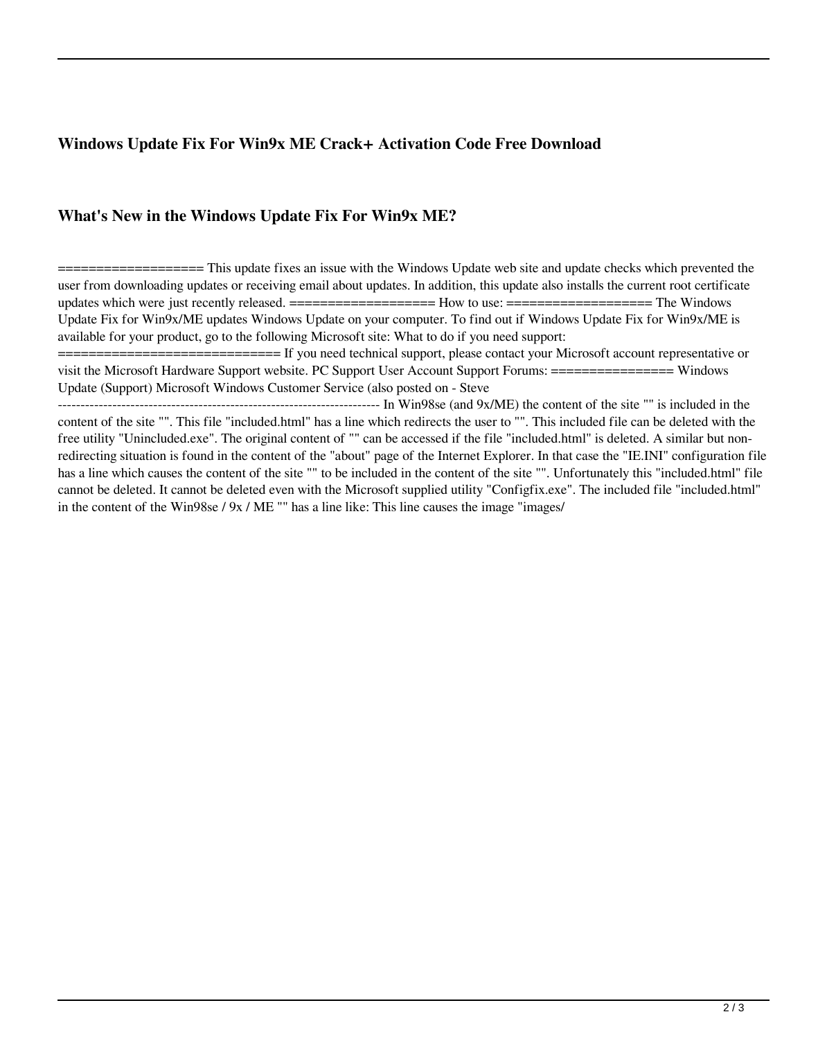## Windows Update Fix For Win9x ME Crack+ Activation Code Free Download

## What's New in the Windows Update Fix For Win9x ME?

=================== This update fixes an issue with the Windows Update web site and update checks which prevented the user from downloading updates or receiving email about updates. In addition, this update also installs the current root certificate updates which were just recently released. =================== How to use: =================== The Windows Update Fix for Win9x/ME updates Windows Update on your computer. To find out if Windows Update Fix for Win9x/ME is available for your product, go to the following Microsoft site: What to do if you need support: ============================= If you need technical support, please contact your Microsoft account representative or visit the Microsoft Hardware Support website. PC Support User Account Support Forums: ================ Windows Update (Support) Microsoft Windows Customer Service (also posted on - Steve ---------------------------------------------------------------------- In Win98se (and 9x/ME) the content of the site "" is included in the content of the site "". This file "included.html" has a line which redirects the user to "". This included file can be deleted with the free utility "Unincluded.exe". The original content of "" can be accessed if the file "included.html" is deleted. A similar but non-redirecting situation is found in the content of the "about" page of the Internet Explorer. In that case the "IE.INI" configuration file has a line which causes the content of the site "" to be included in the content of the site "". Unfortunately this "included.html" file cannot be deleted. It cannot be deleted even with the Microsoft supplied utility "Configfix.exe". The included file "included.html" in the content of the Win98se / 9x / ME "" has a line like: This line causes the image "images/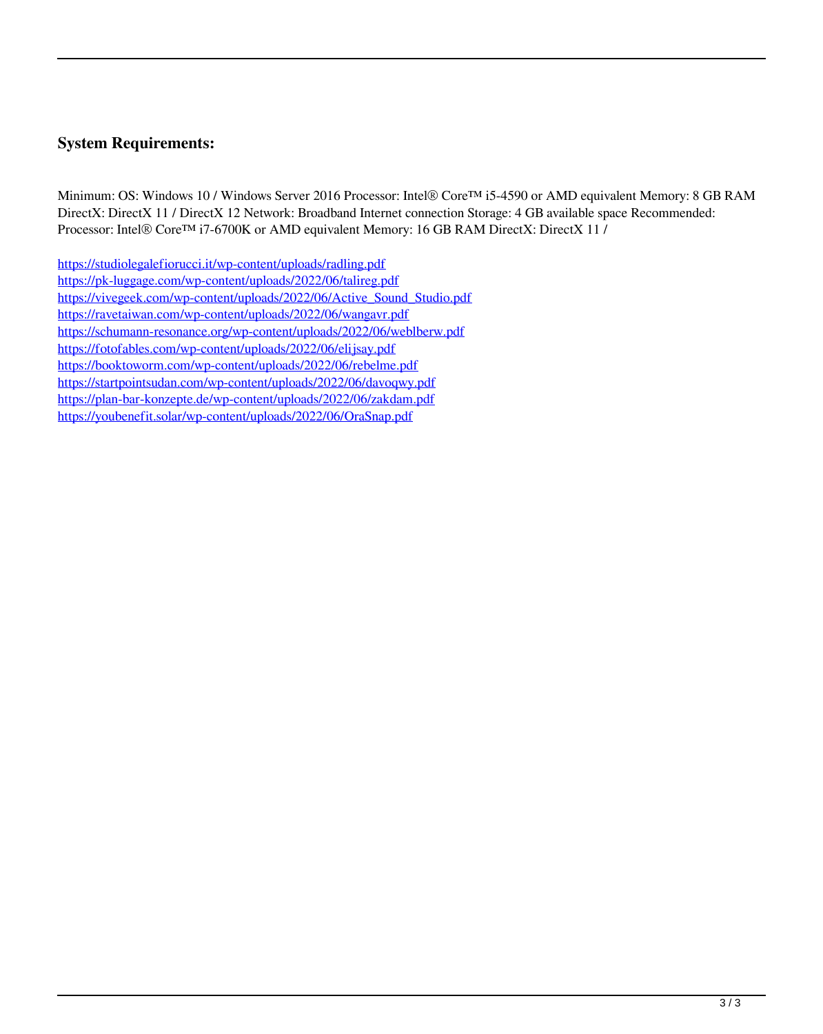**System Requirements:**

Minimum: OS: Windows 10 / Windows Server 2016 Processor: Intel® Core™ i5-4590 or AMD equivalent Memory: 8 GB RAM DirectX: DirectX 11 / DirectX 12 Network: Broadband Internet connection Storage: 4 GB available space Recommended: Processor: Intel® Core™ i7-6700K or AMD equivalent Memory: 16 GB RAM DirectX: DirectX 11 /

https://studiolegalefiorucci.it/wp-content/uploads/radling.pdf
https://pk-luggage.com/wp-content/uploads/2022/06/talireg.pdf
https://vivegeek.com/wp-content/uploads/2022/06/Active_Sound_Studio.pdf
https://ravetaiwan.com/wp-content/uploads/2022/06/wangavr.pdf
https://schumann-resonance.org/wp-content/uploads/2022/06/weblberw.pdf
https://fotofables.com/wp-content/uploads/2022/06/elijsay.pdf
https://booktoworm.com/wp-content/uploads/2022/06/rebelme.pdf
https://startpointsudan.com/wp-content/uploads/2022/06/davoqwy.pdf
https://plan-bar-konzepte.de/wp-content/uploads/2022/06/zakdam.pdf
https://youbenefit.solar/wp-content/uploads/2022/06/OraSnap.pdf